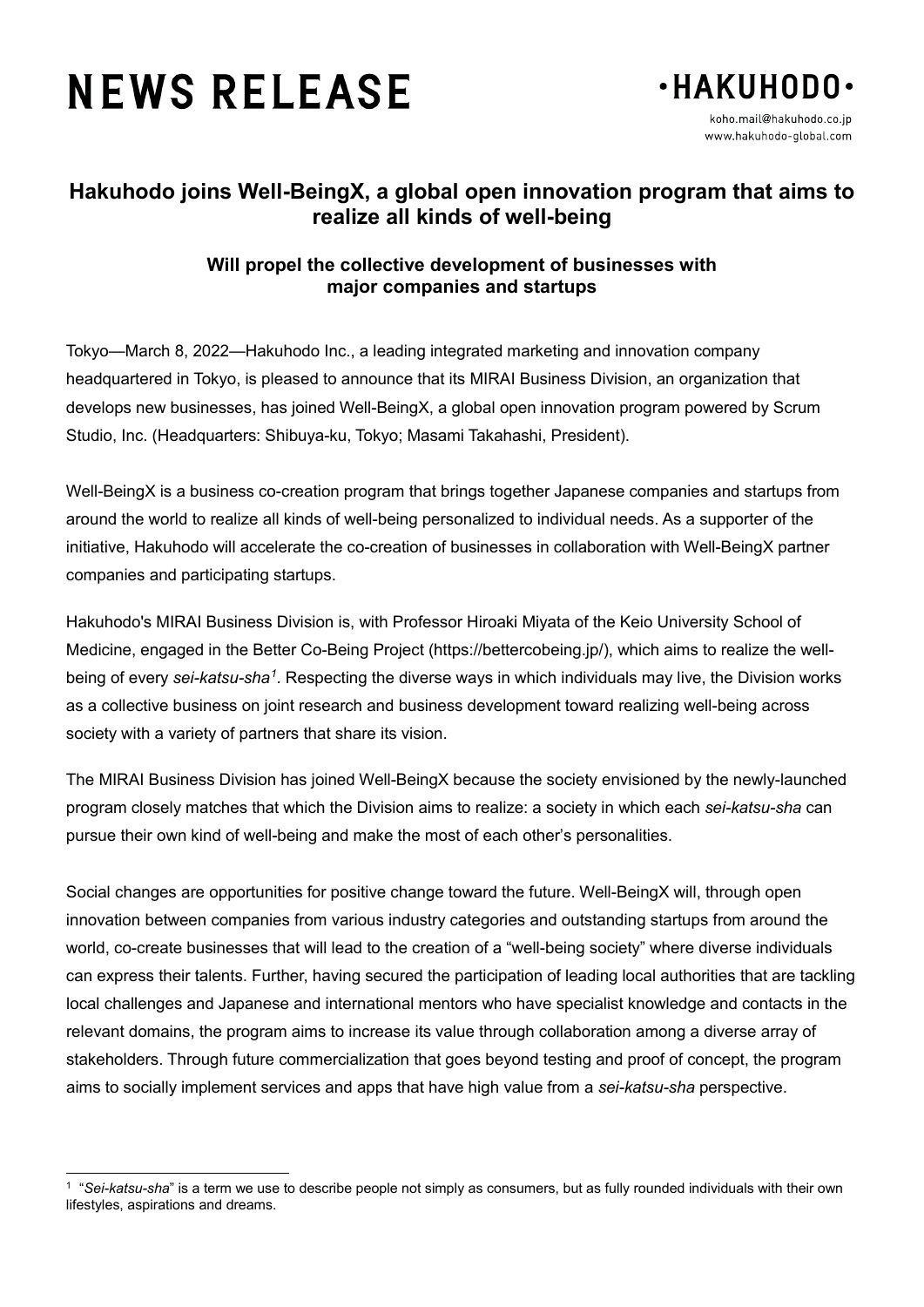# NEWS RELEASE

**·HAKUHODO·**

koho.mail@hakuhodo.co.jp
www.hakuhodo-global.com

## Hakuhodo joins Well-BeingX, a global open innovation program that aims to realize all kinds of well-being

### Will propel the collective development of businesses with major companies and startups

Tokyo—March 8, 2022—Hakuhodo Inc., a leading integrated marketing and innovation company headquartered in Tokyo, is pleased to announce that its MIRAI Business Division, an organization that develops new businesses, has joined Well-BeingX, a global open innovation program powered by Scrum Studio, Inc. (Headquarters: Shibuya-ku, Tokyo; Masami Takahashi, President).

Well-BeingX is a business co-creation program that brings together Japanese companies and startups from around the world to realize all kinds of well-being personalized to individual needs. As a supporter of the initiative, Hakuhodo will accelerate the co-creation of businesses in collaboration with Well-BeingX partner companies and participating startups.

Hakuhodo's MIRAI Business Division is, with Professor Hiroaki Miyata of the Keio University School of Medicine, engaged in the Better Co-Being Project (https://bettercobeing.jp/), which aims to realize the well-being of every *sei-katsu-sha*[1]. Respecting the diverse ways in which individuals may live, the Division works as a collective business on joint research and business development toward realizing well-being across society with a variety of partners that share its vision.

The MIRAI Business Division has joined Well-BeingX because the society envisioned by the newly-launched program closely matches that which the Division aims to realize: a society in which each *sei-katsu-sha* can pursue their own kind of well-being and make the most of each other's personalities.

Social changes are opportunities for positive change toward the future. Well-BeingX will, through open innovation between companies from various industry categories and outstanding startups from around the world, co-create businesses that will lead to the creation of a "well-being society" where diverse individuals can express their talents. Further, having secured the participation of leading local authorities that are tackling local challenges and Japanese and international mentors who have specialist knowledge and contacts in the relevant domains, the program aims to increase its value through collaboration among a diverse array of stakeholders. Through future commercialization that goes beyond testing and proof of concept, the program aims to socially implement services and apps that have high value from a *sei-katsu-sha* perspective.

---

[1] "*Sei-katsu-sha*" is a term we use to describe people not simply as consumers, but as fully rounded individuals with their own lifestyles, aspirations and dreams.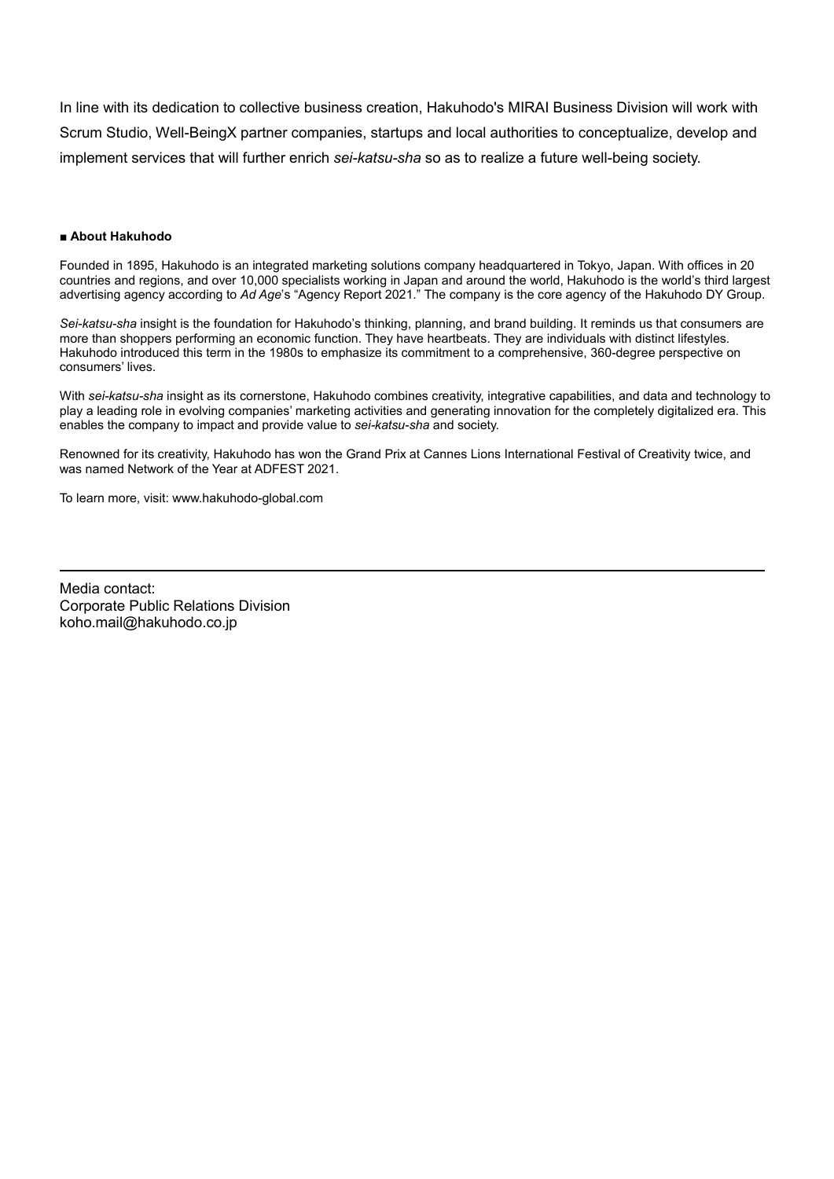In line with its dedication to collective business creation, Hakuhodo's MIRAI Business Division will work with Scrum Studio, Well-BeingX partner companies, startups and local authorities to conceptualize, develop and implement services that will further enrich *sei-katsu-sha* so as to realize a future well-being society.

**■ About Hakuhodo**

Founded in 1895, Hakuhodo is an integrated marketing solutions company headquartered in Tokyo, Japan. With offices in 20 countries and regions, and over 10,000 specialists working in Japan and around the world, Hakuhodo is the world's third largest advertising agency according to *Ad Age*'s "Agency Report 2021." The company is the core agency of the Hakuhodo DY Group.

*Sei-katsu-sha* insight is the foundation for Hakuhodo's thinking, planning, and brand building. It reminds us that consumers are more than shoppers performing an economic function. They have heartbeats. They are individuals with distinct lifestyles. Hakuhodo introduced this term in the 1980s to emphasize its commitment to a comprehensive, 360-degree perspective on consumers' lives.

With *sei-katsu-sha* insight as its cornerstone, Hakuhodo combines creativity, integrative capabilities, and data and technology to play a leading role in evolving companies' marketing activities and generating innovation for the completely digitalized era. This enables the company to impact and provide value to *sei-katsu-sha* and society.

Renowned for its creativity, Hakuhodo has won the Grand Prix at Cannes Lions International Festival of Creativity twice, and was named Network of the Year at ADFEST 2021.

To learn more, visit: www.hakuhodo-global.com

---

Media contact:
Corporate Public Relations Division
koho.mail@hakuhodo.co.jp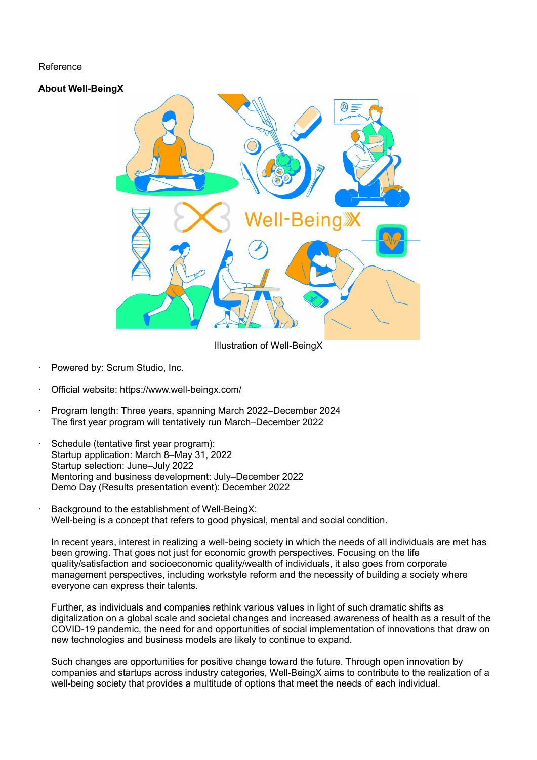Reference

**About Well-BeingX**

Illustration of Well-BeingX

- Powered by: Scrum Studio, Inc.
- Official website: https://www.well-beingx.com/
- Program length: Three years, spanning March 2022–December 2024
  The first year program will tentatively run March–December 2022
- Schedule (tentative first year program):
  Startup application: March 8–May 31, 2022
  Startup selection: June–July 2022
  Mentoring and business development: July–December 2022
  Demo Day (Results presentation event): December 2022
- Background to the establishment of Well-BeingX:
  Well-being is a concept that refers to good physical, mental and social condition.

  In recent years, interest in realizing a well-being society in which the needs of all individuals are met has been growing. That goes not just for economic growth perspectives. Focusing on the life quality/satisfaction and socioeconomic quality/wealth of individuals, it also goes from corporate management perspectives, including workstyle reform and the necessity of building a society where everyone can express their talents.

  Further, as individuals and companies rethink various values in light of such dramatic shifts as digitalization on a global scale and societal changes and increased awareness of health as a result of the COVID-19 pandemic, the need for and opportunities of social implementation of innovations that draw on new technologies and business models are likely to continue to expand.

  Such changes are opportunities for positive change toward the future. Through open innovation by companies and startups across industry categories, Well-BeingX aims to contribute to the realization of a well-being society that provides a multitude of options that meet the needs of each individual.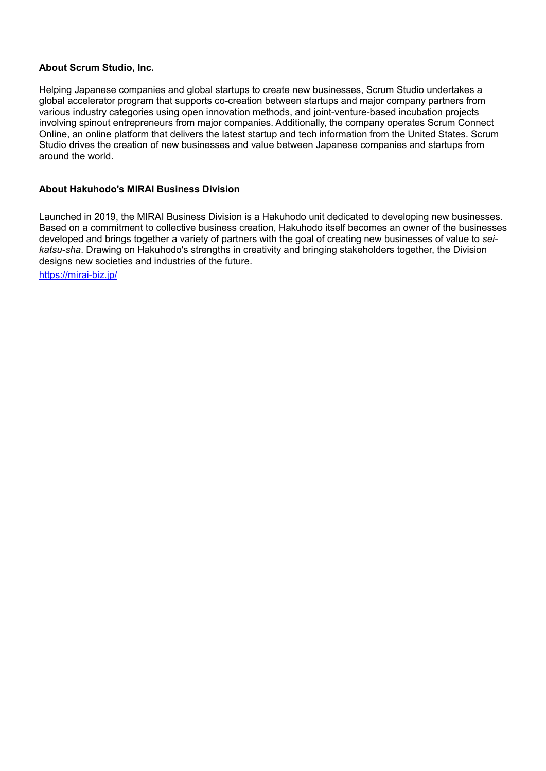**About Scrum Studio, Inc.**

Helping Japanese companies and global startups to create new businesses, Scrum Studio undertakes a global accelerator program that supports co-creation between startups and major company partners from various industry categories using open innovation methods, and joint-venture-based incubation projects involving spinout entrepreneurs from major companies. Additionally, the company operates Scrum Connect Online, an online platform that delivers the latest startup and tech information from the United States. Scrum Studio drives the creation of new businesses and value between Japanese companies and startups from around the world.

**About Hakuhodo's MIRAI Business Division**

Launched in 2019, the MIRAI Business Division is a Hakuhodo unit dedicated to developing new businesses. Based on a commitment to collective business creation, Hakuhodo itself becomes an owner of the businesses developed and brings together a variety of partners with the goal of creating new businesses of value to *sei-katsu-sha*. Drawing on Hakuhodo's strengths in creativity and bringing stakeholders together, the Division designs new societies and industries of the future.

https://mirai-biz.jp/